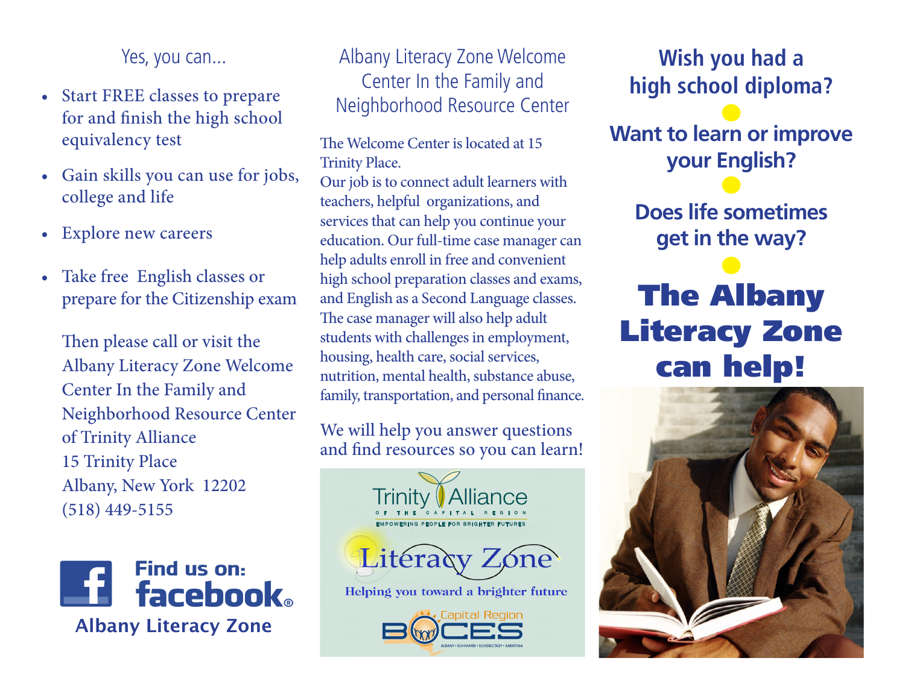Yes, you can...

- Start FREE classes to prepare for and finish the high school equivalency test
- Gain skills you can use for jobs, college and life
- Explore new careers
- Take free English classes or prepare for the Citizenship exam

Then please call or visit the Albany Literacy Zone Welcome Center In the Family and Neighborhood Resource Center of Trinity Alliance
15 Trinity Place
Albany, New York 12202
(518) 449-5155

**Find us on: facebook.**
**Albany Literacy Zone**

## Albany Literacy Zone Welcome Center In the Family and Neighborhood Resource Center

The Welcome Center is located at 15 Trinity Place.
Our job is to connect adult learners with teachers, helpful organizations, and services that can help you continue your education. Our full-time case manager can help adults enroll in free and convenient high school preparation classes and exams, and English as a Second Language classes. The case manager will also help adult students with challenges in employment, housing, health care, social services, nutrition, mental health, substance abuse, family, transportation, and personal finance.

We will help you answer questions and find resources so you can learn!

Trinity Alliance
OF THE CAPITAL REGION
EMPOWERING PEOPLE FOR BRIGHTER FUTURES

Literacy Zone
Helping you toward a brighter future

Capital Region BOCES
ALBANY • SCHOHARIE • SCHENECTADY • SARATOGA

**Wish you had a high school diploma?**

**Want to learn or improve your English?**

**Does life sometimes get in the way?**

# The Albany Literacy Zone can help!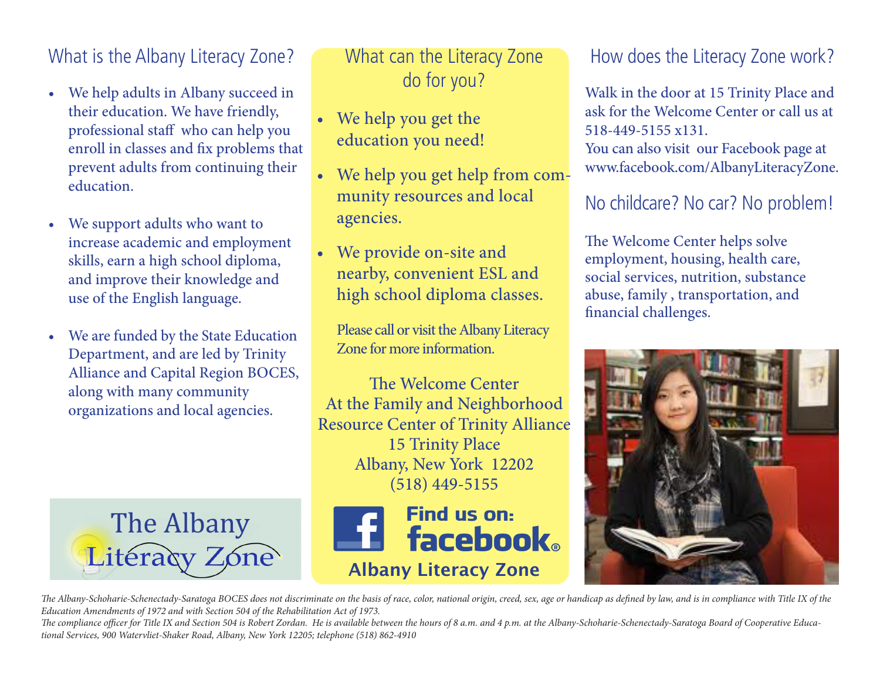## What is the Albany Literacy Zone?

- We help adults in Albany succeed in their education. We have friendly, professional staff who can help you enroll in classes and fix problems that prevent adults from continuing their education.
- We support adults who want to increase academic and employment skills, earn a high school diploma, and improve their knowledge and use of the English language.
- We are funded by the State Education Department, and are led by Trinity Alliance and Capital Region BOCES, along with many community organizations and local agencies.

The Albany Literacy Zone

## What can the Literacy Zone do for you?

- We help you get the education you need!
- We help you get help from community resources and local agencies.
- We provide on-site and nearby, convenient ESL and high school diploma classes.

Please call or visit the Albany Literacy Zone for more information.

The Welcome Center
At the Family and Neighborhood Resource Center of Trinity Alliance
15 Trinity Place
Albany, New York 12202
(518) 449-5155

**Find us on: facebook®**
**Albany Literacy Zone**

## How does the Literacy Zone work?

Walk in the door at 15 Trinity Place and ask for the Welcome Center or call us at 518-449-5155 x131.
You can also visit our Facebook page at www.facebook.com/AlbanyLiteracyZone.

## No childcare? No car? No problem!

The Welcome Center helps solve employment, housing, health care, social services, nutrition, substance abuse, family , transportation, and financial challenges.

*The Albany-Schoharie-Schenectady-Saratoga BOCES does not discriminate on the basis of race, color, national origin, creed, sex, age or handicap as defined by law, and is in compliance with Title IX of the Education Amendments of 1972 and with Section 504 of the Rehabilitation Act of 1973.*
*The compliance officer for Title IX and Section 504 is Robert Zordan. He is available between the hours of 8 a.m. and 4 p.m. at the Albany-Schoharie-Schenectady-Saratoga Board of Cooperative Educational Services, 900 Watervliet-Shaker Road, Albany, New York 12205; telephone (518) 862-4910*